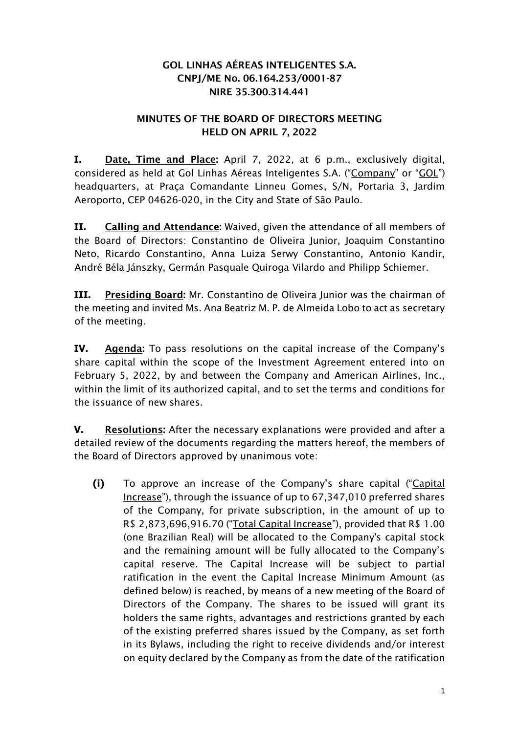**GOL LINHAS AÉREAS INTELIGENTES S.A.**
**CNPJ/ME No. 06.164.253/0001-87**
**NIRE 35.300.314.441**

**MINUTES OF THE BOARD OF DIRECTORS MEETING**
**HELD ON APRIL 7, 2022**

**I.** **<u>Date, Time and Place</u>:** April 7, 2022, at 6 p.m., exclusively digital, considered as held at Gol Linhas Aéreas Inteligentes S.A. ("<u>Company</u>" or "<u>GOL</u>") headquarters, at Praça Comandante Linneu Gomes, S/N, Portaria 3, Jardim Aeroporto, CEP 04626-020, in the City and State of São Paulo.

**II.** **<u>Calling and Attendance</u>:** Waived, given the attendance of all members of the Board of Directors: Constantino de Oliveira Junior, Joaquim Constantino Neto, Ricardo Constantino, Anna Luiza Serwy Constantino, Antonio Kandir, André Béla Jánszky, Germán Pasquale Quiroga Vilardo and Philipp Schiemer.

**III.** **<u>Presiding Board</u>:** Mr. Constantino de Oliveira Junior was the chairman of the meeting and invited Ms. Ana Beatriz M. P. de Almeida Lobo to act as secretary of the meeting.

**IV.** **<u>Agenda</u>:** To pass resolutions on the capital increase of the Company's share capital within the scope of the Investment Agreement entered into on February 5, 2022, by and between the Company and American Airlines, Inc., within the limit of its authorized capital, and to set the terms and conditions for the issuance of new shares.

**V.** **<u>Resolutions</u>:** After the necessary explanations were provided and after a detailed review of the documents regarding the matters hereof, the members of the Board of Directors approved by unanimous vote:

**(i)** To approve an increase of the Company's share capital ("<u>Capital Increase</u>"), through the issuance of up to 67,347,010 preferred shares of the Company, for private subscription, in the amount of up to R$ 2,873,696,916.70 ("<u>Total Capital Increase</u>"), provided that R$ 1.00 (one Brazilian Real) will be allocated to the Company's capital stock and the remaining amount will be fully allocated to the Company's capital reserve. The Capital Increase will be subject to partial ratification in the event the Capital Increase Minimum Amount (as defined below) is reached, by means of a new meeting of the Board of Directors of the Company. The shares to be issued will grant its holders the same rights, advantages and restrictions granted by each of the existing preferred shares issued by the Company, as set forth in its Bylaws, including the right to receive dividends and/or interest on equity declared by the Company as from the date of the ratification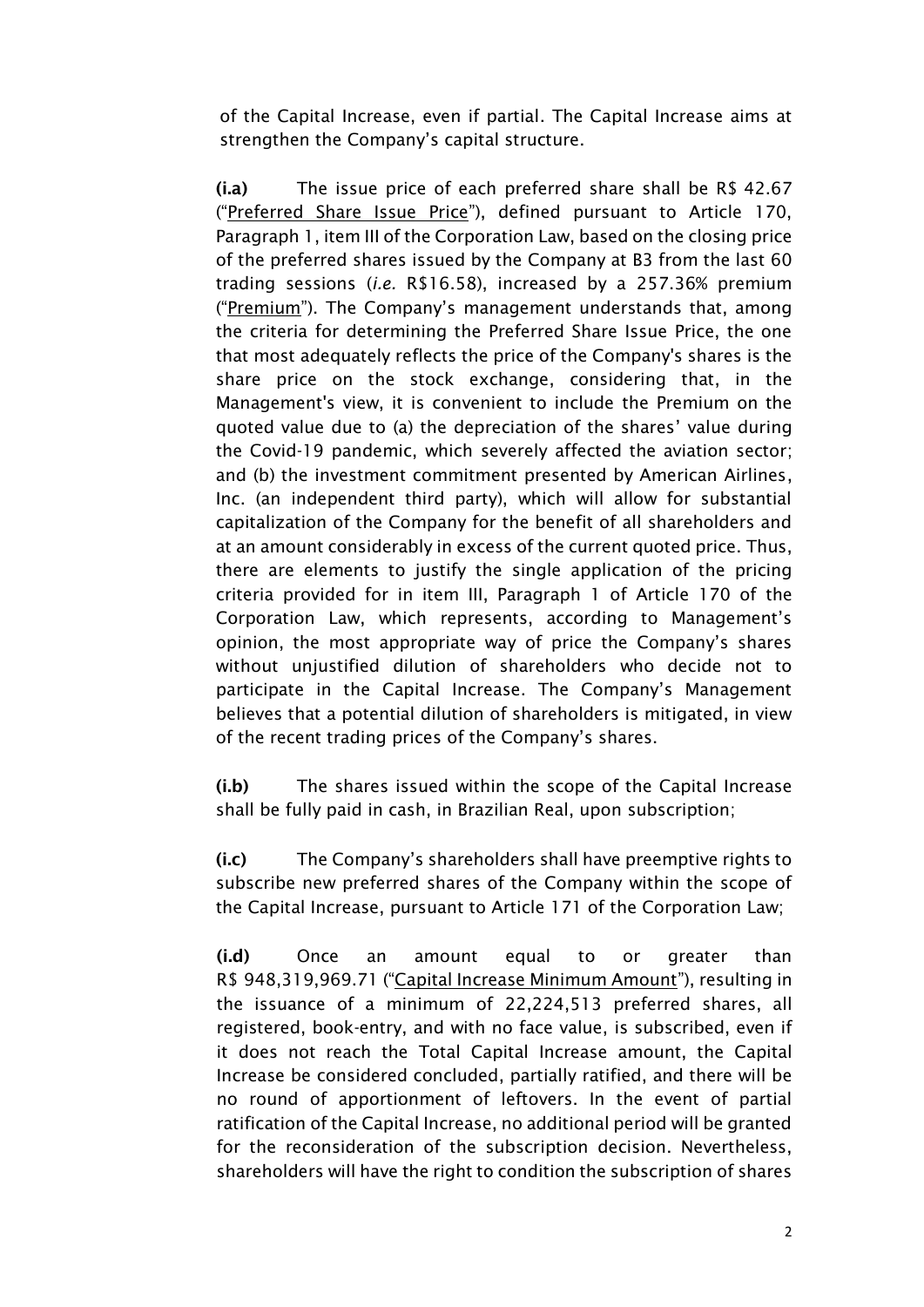of the Capital Increase, even if partial. The Capital Increase aims at strengthen the Company's capital structure.

**(i.a)** The issue price of each preferred share shall be R$ 42.67 ("Preferred Share Issue Price"), defined pursuant to Article 170, Paragraph 1, item III of the Corporation Law, based on the closing price of the preferred shares issued by the Company at B3 from the last 60 trading sessions (*i.e.* R$16.58), increased by a 257.36% premium ("Premium"). The Company's management understands that, among the criteria for determining the Preferred Share Issue Price, the one that most adequately reflects the price of the Company's shares is the share price on the stock exchange, considering that, in the Management's view, it is convenient to include the Premium on the quoted value due to (a) the depreciation of the shares' value during the Covid-19 pandemic, which severely affected the aviation sector; and (b) the investment commitment presented by American Airlines, Inc. (an independent third party), which will allow for substantial capitalization of the Company for the benefit of all shareholders and at an amount considerably in excess of the current quoted price. Thus, there are elements to justify the single application of the pricing criteria provided for in item III, Paragraph 1 of Article 170 of the Corporation Law, which represents, according to Management's opinion, the most appropriate way of price the Company's shares without unjustified dilution of shareholders who decide not to participate in the Capital Increase. The Company's Management believes that a potential dilution of shareholders is mitigated, in view of the recent trading prices of the Company's shares.

**(i.b)** The shares issued within the scope of the Capital Increase shall be fully paid in cash, in Brazilian Real, upon subscription;

**(i.c)** The Company's shareholders shall have preemptive rights to subscribe new preferred shares of the Company within the scope of the Capital Increase, pursuant to Article 171 of the Corporation Law;

**(i.d)** Once an amount equal to or greater than R$ 948,319,969.71 ("Capital Increase Minimum Amount"), resulting in the issuance of a minimum of 22,224,513 preferred shares, all registered, book-entry, and with no face value, is subscribed, even if it does not reach the Total Capital Increase amount, the Capital Increase be considered concluded, partially ratified, and there will be no round of apportionment of leftovers. In the event of partial ratification of the Capital Increase, no additional period will be granted for the reconsideration of the subscription decision. Nevertheless, shareholders will have the right to condition the subscription of shares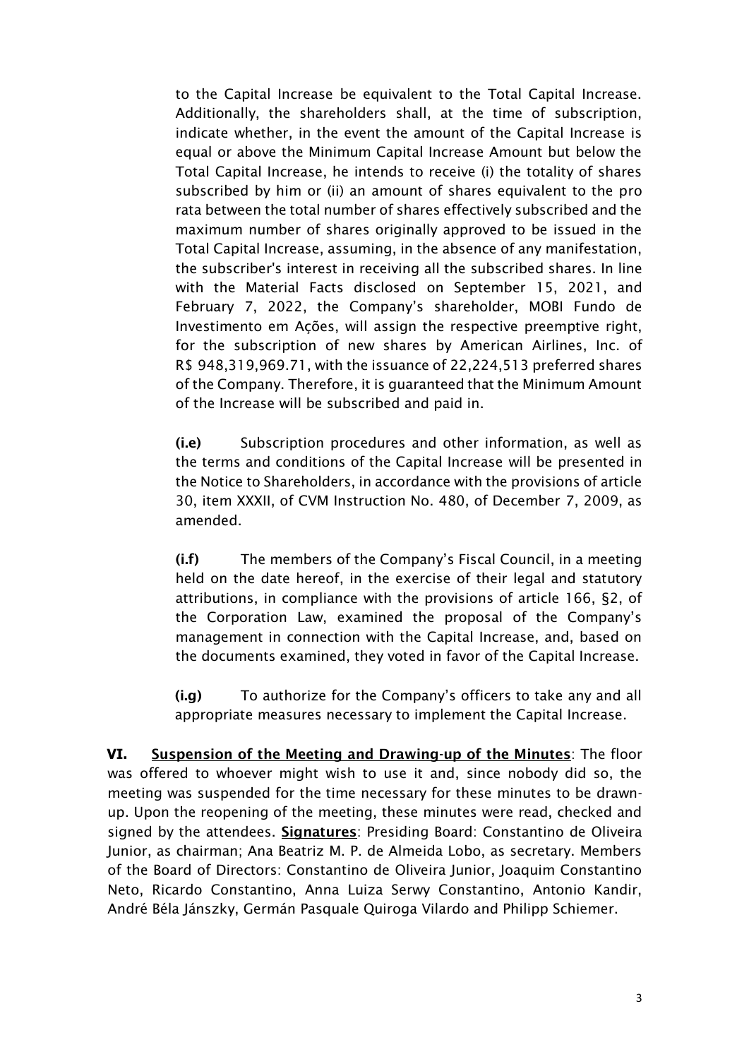to the Capital Increase be equivalent to the Total Capital Increase. Additionally, the shareholders shall, at the time of subscription, indicate whether, in the event the amount of the Capital Increase is equal or above the Minimum Capital Increase Amount but below the Total Capital Increase, he intends to receive (i) the totality of shares subscribed by him or (ii) an amount of shares equivalent to the pro rata between the total number of shares effectively subscribed and the maximum number of shares originally approved to be issued in the Total Capital Increase, assuming, in the absence of any manifestation, the subscriber's interest in receiving all the subscribed shares. In line with the Material Facts disclosed on September 15, 2021, and February 7, 2022, the Company's shareholder, MOBI Fundo de Investimento em Ações, will assign the respective preemptive right, for the subscription of new shares by American Airlines, Inc. of R$ 948,319,969.71, with the issuance of 22,224,513 preferred shares of the Company. Therefore, it is guaranteed that the Minimum Amount of the Increase will be subscribed and paid in.

**(i.e)** Subscription procedures and other information, as well as the terms and conditions of the Capital Increase will be presented in the Notice to Shareholders, in accordance with the provisions of article 30, item XXXII, of CVM Instruction No. 480, of December 7, 2009, as amended.

**(i.f)** The members of the Company's Fiscal Council, in a meeting held on the date hereof, in the exercise of their legal and statutory attributions, in compliance with the provisions of article 166, §2, of the Corporation Law, examined the proposal of the Company's management in connection with the Capital Increase, and, based on the documents examined, they voted in favor of the Capital Increase.

**(i.g)** To authorize for the Company's officers to take any and all appropriate measures necessary to implement the Capital Increase.

**VI. <u>Suspension of the Meeting and Drawing-up of the Minutes</u>**: The floor was offered to whoever might wish to use it and, since nobody did so, the meeting was suspended for the time necessary for these minutes to be drawn-up. Upon the reopening of the meeting, these minutes were read, checked and signed by the attendees. **<u>Signatures</u>**: Presiding Board: Constantino de Oliveira Junior, as chairman; Ana Beatriz M. P. de Almeida Lobo, as secretary. Members of the Board of Directors: Constantino de Oliveira Junior, Joaquim Constantino Neto, Ricardo Constantino, Anna Luiza Serwy Constantino, Antonio Kandir, André Béla Jánszky, Germán Pasquale Quiroga Vilardo and Philipp Schiemer.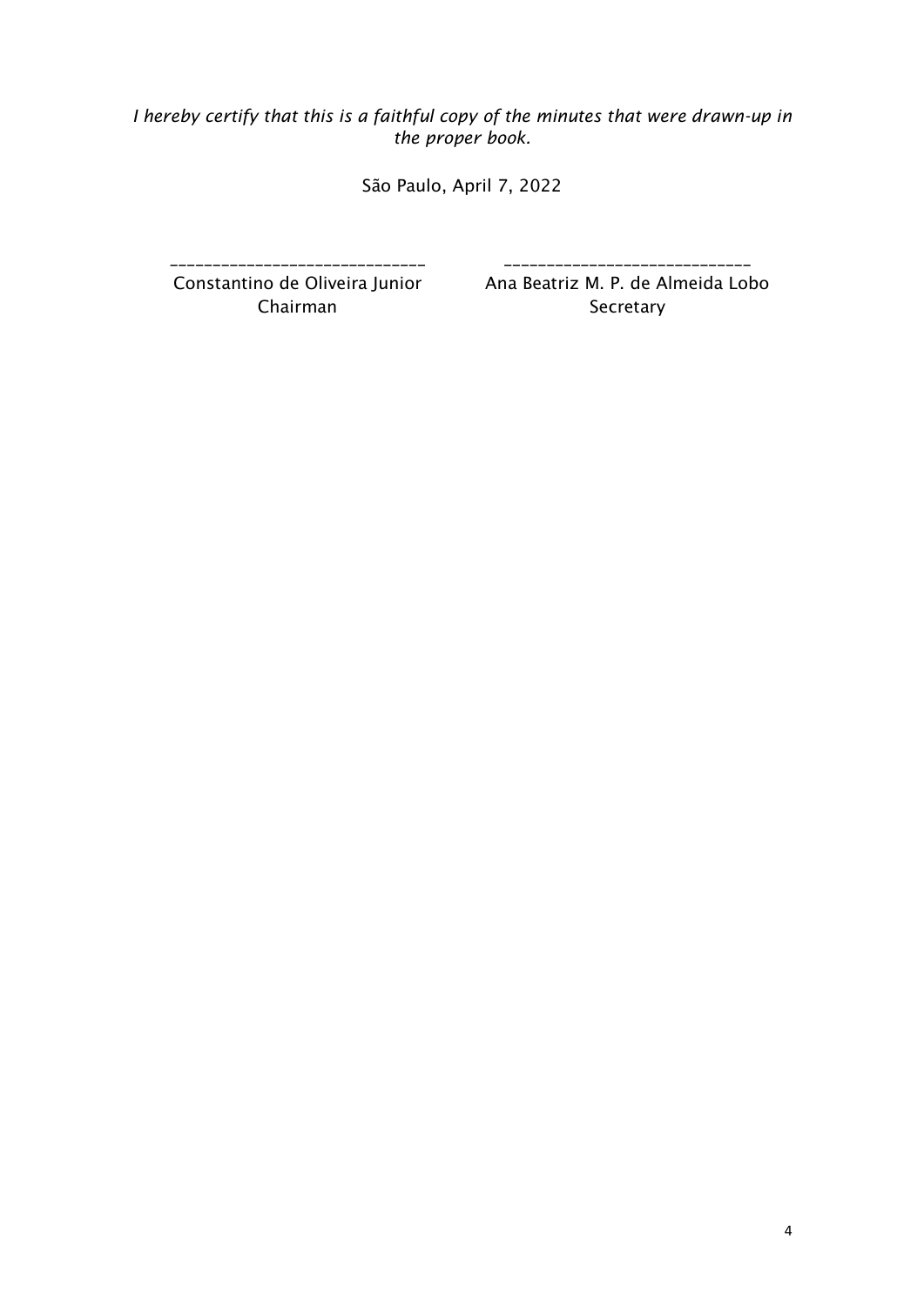*I hereby certify that this is a faithful copy of the minutes that were drawn-up in the proper book.*

São Paulo, April 7, 2022

| | |
|---|---|
| _______________________________ | ______________________________ |
| Constantino de Oliveira Junior | Ana Beatriz M. P. de Almeida Lobo |
| Chairman | Secretary |